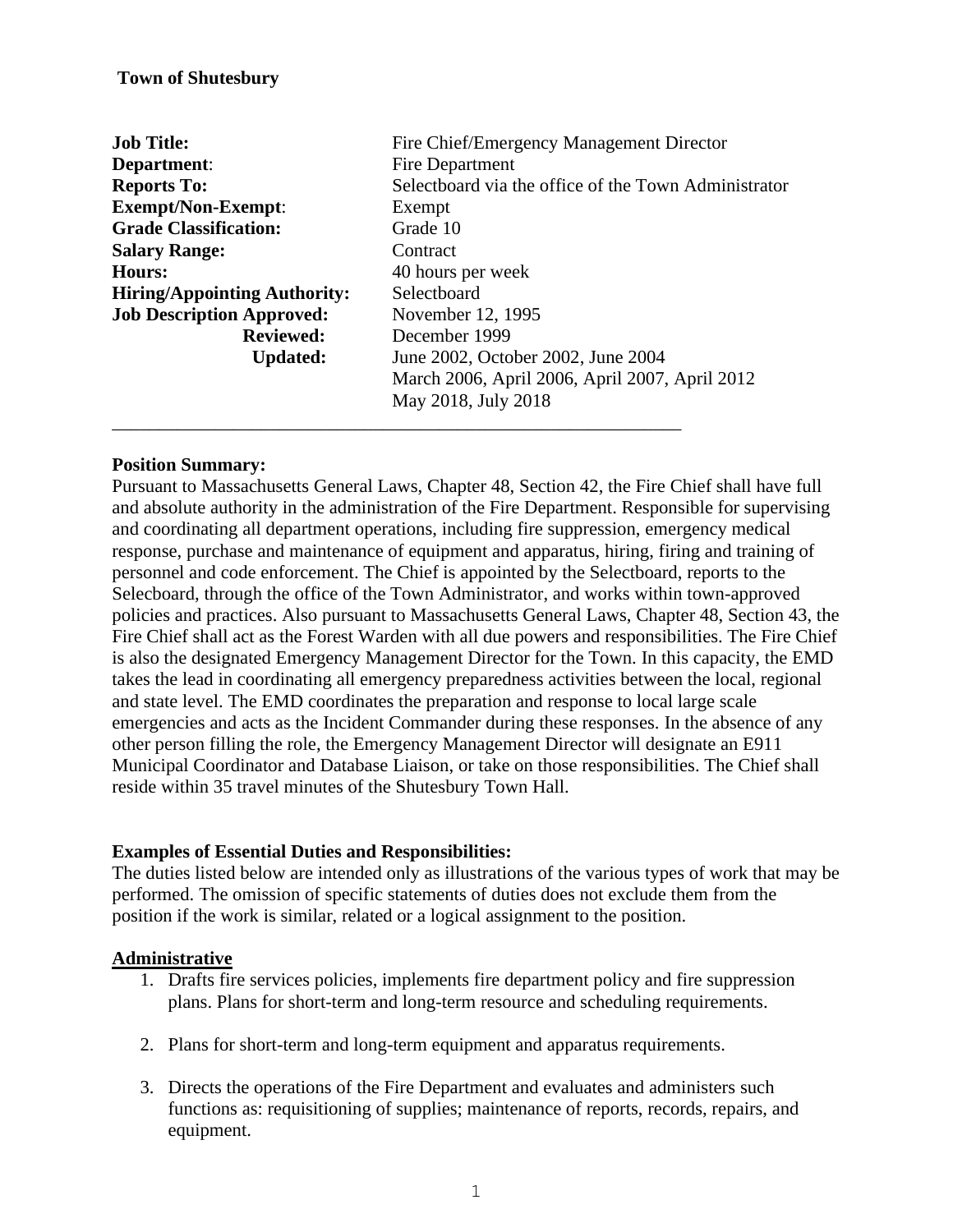**Town of Shutesbury**

| | |
|---|---|
| **Job Title:** | Fire Chief/Emergency Management Director |
| **Department**: | Fire Department |
| **Reports To:** | Selectboard via the office of the Town Administrator |
| **Exempt/Non-Exempt**: | Exempt |
| **Grade Classification:** | Grade 10 |
| **Salary Range:** | Contract |
| **Hours:** | 40 hours per week |
| **Hiring/Appointing Authority:** | Selectboard |
| **Job Description Approved:** | November 12, 1995 |
| **Reviewed:** | December 1999 |
| **Updated:** | June 2002, October 2002, June 2004<br>March 2006, April 2006, April 2007, April 2012<br>May 2018, July 2018 |

---

**Position Summary:**

Pursuant to Massachusetts General Laws, Chapter 48, Section 42, the Fire Chief shall have full and absolute authority in the administration of the Fire Department. Responsible for supervising and coordinating all department operations, including fire suppression, emergency medical response, purchase and maintenance of equipment and apparatus, hiring, firing and training of personnel and code enforcement. The Chief is appointed by the Selectboard, reports to the Selecboard, through the office of the Town Administrator, and works within town-approved policies and practices. Also pursuant to Massachusetts General Laws, Chapter 48, Section 43, the Fire Chief shall act as the Forest Warden with all due powers and responsibilities. The Fire Chief is also the designated Emergency Management Director for the Town. In this capacity, the EMD takes the lead in coordinating all emergency preparedness activities between the local, regional and state level. The EMD coordinates the preparation and response to local large scale emergencies and acts as the Incident Commander during these responses. In the absence of any other person filling the role, the Emergency Management Director will designate an E911 Municipal Coordinator and Database Liaison, or take on those responsibilities. The Chief shall reside within 35 travel minutes of the Shutesbury Town Hall.

**Examples of Essential Duties and Responsibilities:**

The duties listed below are intended only as illustrations of the various types of work that may be performed. The omission of specific statements of duties does not exclude them from the position if the work is similar, related or a logical assignment to the position.

**Administrative**

1. Drafts fire services policies, implements fire department policy and fire suppression plans. Plans for short-term and long-term resource and scheduling requirements.

2. Plans for short-term and long-term equipment and apparatus requirements.

3. Directs the operations of the Fire Department and evaluates and administers such functions as: requisitioning of supplies; maintenance of reports, records, repairs, and equipment.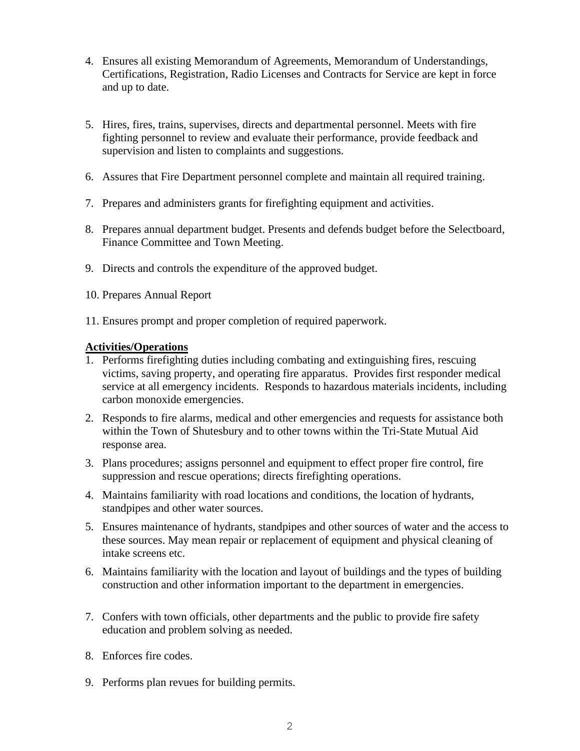4. Ensures all existing Memorandum of Agreements, Memorandum of Understandings, Certifications, Registration, Radio Licenses and Contracts for Service are kept in force and up to date.

5. Hires, fires, trains, supervises, directs and departmental personnel. Meets with fire fighting personnel to review and evaluate their performance, provide feedback and supervision and listen to complaints and suggestions.

6. Assures that Fire Department personnel complete and maintain all required training.

7. Prepares and administers grants for firefighting equipment and activities.

8. Prepares annual department budget. Presents and defends budget before the Selectboard, Finance Committee and Town Meeting.

9. Directs and controls the expenditure of the approved budget.

10. Prepares Annual Report

11. Ensures prompt and proper completion of required paperwork.

**Activities/Operations**

1. Performs firefighting duties including combating and extinguishing fires, rescuing victims, saving property, and operating fire apparatus. Provides first responder medical service at all emergency incidents. Responds to hazardous materials incidents, including carbon monoxide emergencies.
2. Responds to fire alarms, medical and other emergencies and requests for assistance both within the Town of Shutesbury and to other towns within the Tri-State Mutual Aid response area.
3. Plans procedures; assigns personnel and equipment to effect proper fire control, fire suppression and rescue operations; directs firefighting operations.
4. Maintains familiarity with road locations and conditions, the location of hydrants, standpipes and other water sources.
5. Ensures maintenance of hydrants, standpipes and other sources of water and the access to these sources. May mean repair or replacement of equipment and physical cleaning of intake screens etc.
6. Maintains familiarity with the location and layout of buildings and the types of building construction and other information important to the department in emergencies.

7. Confers with town officials, other departments and the public to provide fire safety education and problem solving as needed.

8. Enforces fire codes.

9. Performs plan revues for building permits.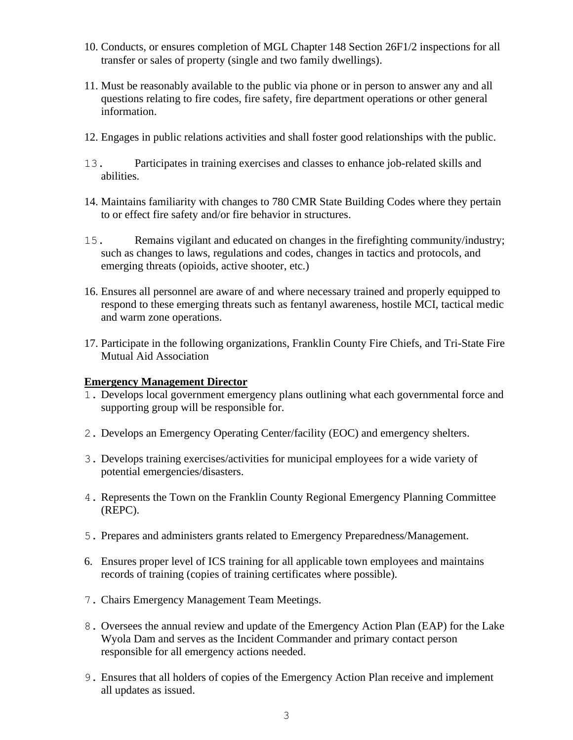10. Conducts, or ensures completion of MGL Chapter 148 Section 26F1/2 inspections for all transfer or sales of property (single and two family dwellings).

11. Must be reasonably available to the public via phone or in person to answer any and all questions relating to fire codes, fire safety, fire department operations or other general information.

12. Engages in public relations activities and shall foster good relationships with the public.

13. Participates in training exercises and classes to enhance job-related skills and abilities.

14. Maintains familiarity with changes to 780 CMR State Building Codes where they pertain to or effect fire safety and/or fire behavior in structures.

15. Remains vigilant and educated on changes in the firefighting community/industry; such as changes to laws, regulations and codes, changes in tactics and protocols, and emerging threats (opioids, active shooter, etc.)

16. Ensures all personnel are aware of and where necessary trained and properly equipped to respond to these emerging threats such as fentanyl awareness, hostile MCI, tactical medic and warm zone operations.

17. Participate in the following organizations, Franklin County Fire Chiefs, and Tri-State Fire Mutual Aid Association

**Emergency Management Director**

1. Develops local government emergency plans outlining what each governmental force and supporting group will be responsible for.

2. Develops an Emergency Operating Center/facility (EOC) and emergency shelters.

3. Develops training exercises/activities for municipal employees for a wide variety of potential emergencies/disasters.

4. Represents the Town on the Franklin County Regional Emergency Planning Committee (REPC).

5. Prepares and administers grants related to Emergency Preparedness/Management.

6. Ensures proper level of ICS training for all applicable town employees and maintains records of training (copies of training certificates where possible).

7. Chairs Emergency Management Team Meetings.

8. Oversees the annual review and update of the Emergency Action Plan (EAP) for the Lake Wyola Dam and serves as the Incident Commander and primary contact person responsible for all emergency actions needed.

9. Ensures that all holders of copies of the Emergency Action Plan receive and implement all updates as issued.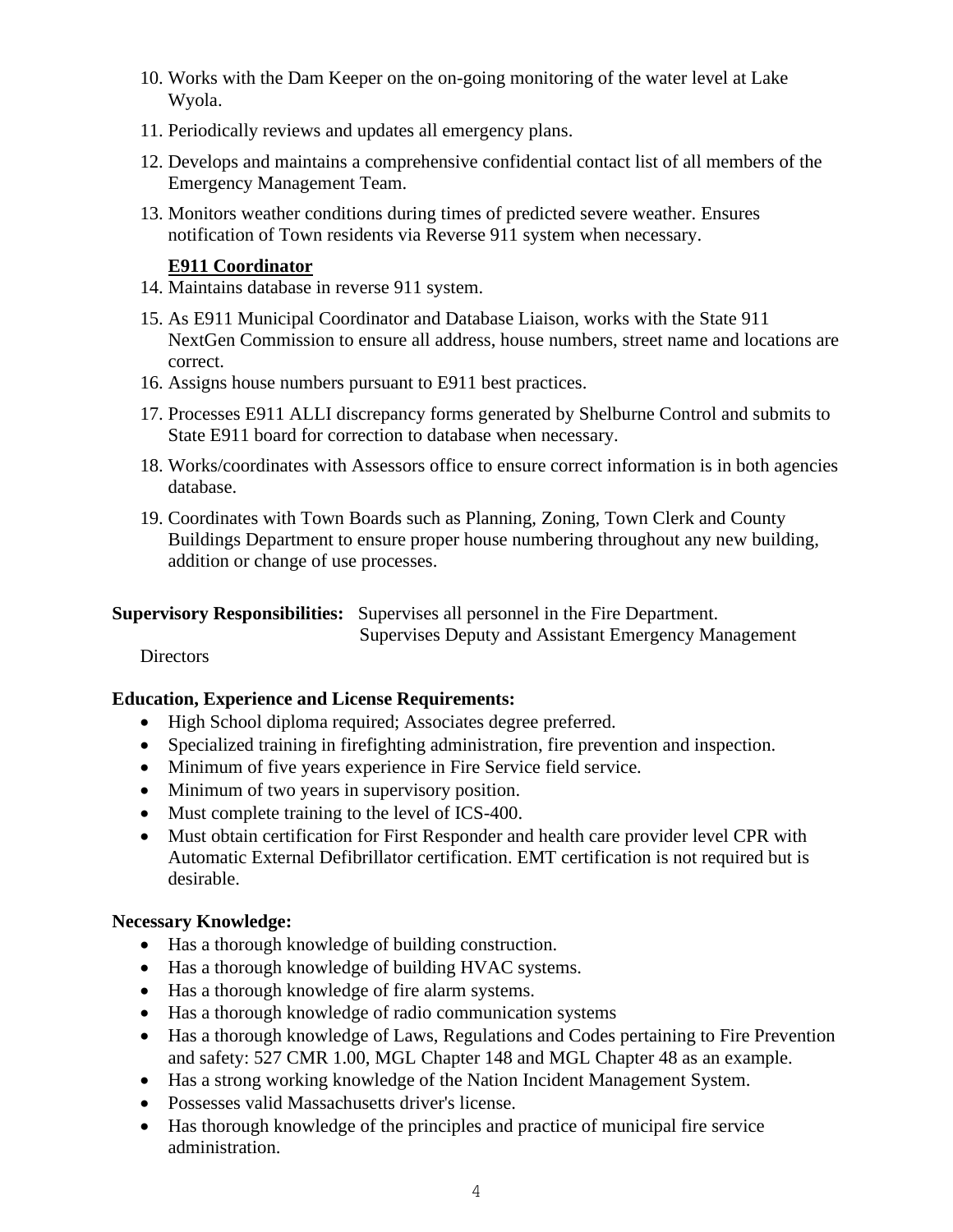10. Works with the Dam Keeper on the on-going monitoring of the water level at Lake Wyola.
11. Periodically reviews and updates all emergency plans.
12. Develops and maintains a comprehensive confidential contact list of all members of the Emergency Management Team.
13. Monitors weather conditions during times of predicted severe weather. Ensures notification of Town residents via Reverse 911 system when necessary.

**E911 Coordinator**

14. Maintains database in reverse 911 system.
15. As E911 Municipal Coordinator and Database Liaison, works with the State 911 NextGen Commission to ensure all address, house numbers, street name and locations are correct.
16. Assigns house numbers pursuant to E911 best practices.
17. Processes E911 ALLI discrepancy forms generated by Shelburne Control and submits to State E911 board for correction to database when necessary.
18. Works/coordinates with Assessors office to ensure correct information is in both agencies database.
19. Coordinates with Town Boards such as Planning, Zoning, Town Clerk and County Buildings Department to ensure proper house numbering throughout any new building, addition or change of use processes.

**Supervisory Responsibilities:** Supervises all personnel in the Fire Department. Supervises Deputy and Assistant Emergency Management Directors

**Education, Experience and License Requirements:**

- High School diploma required; Associates degree preferred.
- Specialized training in firefighting administration, fire prevention and inspection.
- Minimum of five years experience in Fire Service field service.
- Minimum of two years in supervisory position.
- Must complete training to the level of ICS-400.
- Must obtain certification for First Responder and health care provider level CPR with Automatic External Defibrillator certification. EMT certification is not required but is desirable.

**Necessary Knowledge:**

- Has a thorough knowledge of building construction.
- Has a thorough knowledge of building HVAC systems.
- Has a thorough knowledge of fire alarm systems.
- Has a thorough knowledge of radio communication systems
- Has a thorough knowledge of Laws, Regulations and Codes pertaining to Fire Prevention and safety: 527 CMR 1.00, MGL Chapter 148 and MGL Chapter 48 as an example.
- Has a strong working knowledge of the Nation Incident Management System.
- Possesses valid Massachusetts driver's license.
- Has thorough knowledge of the principles and practice of municipal fire service administration.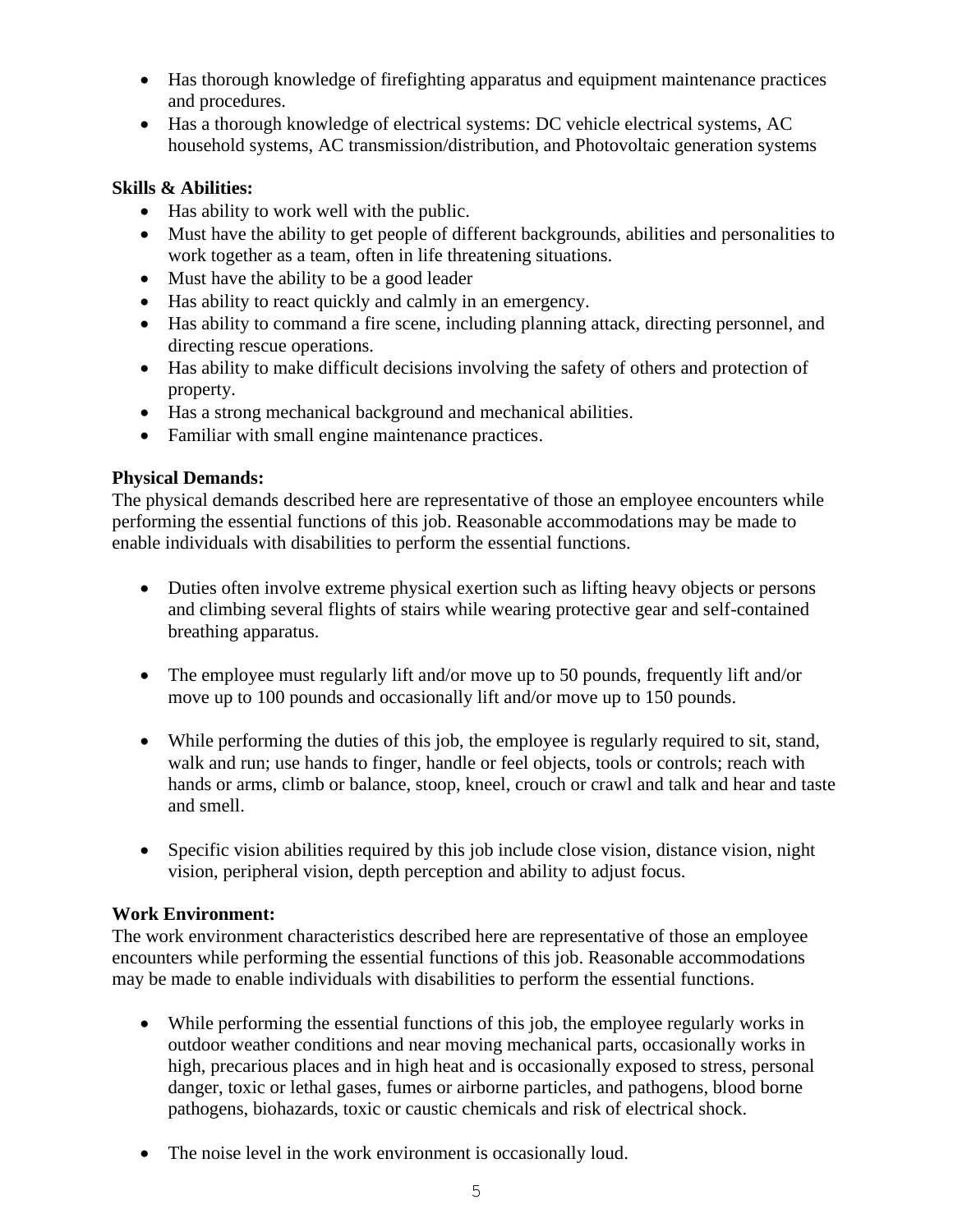- Has thorough knowledge of firefighting apparatus and equipment maintenance practices and procedures.
- Has a thorough knowledge of electrical systems: DC vehicle electrical systems, AC household systems, AC transmission/distribution, and Photovoltaic generation systems

**Skills & Abilities:**

- Has ability to work well with the public.
- Must have the ability to get people of different backgrounds, abilities and personalities to work together as a team, often in life threatening situations.
- Must have the ability to be a good leader
- Has ability to react quickly and calmly in an emergency.
- Has ability to command a fire scene, including planning attack, directing personnel, and directing rescue operations.
- Has ability to make difficult decisions involving the safety of others and protection of property.
- Has a strong mechanical background and mechanical abilities.
- Familiar with small engine maintenance practices.

**Physical Demands:**

The physical demands described here are representative of those an employee encounters while performing the essential functions of this job. Reasonable accommodations may be made to enable individuals with disabilities to perform the essential functions.

- Duties often involve extreme physical exertion such as lifting heavy objects or persons and climbing several flights of stairs while wearing protective gear and self-contained breathing apparatus.

- The employee must regularly lift and/or move up to 50 pounds, frequently lift and/or move up to 100 pounds and occasionally lift and/or move up to 150 pounds.

- While performing the duties of this job, the employee is regularly required to sit, stand, walk and run; use hands to finger, handle or feel objects, tools or controls; reach with hands or arms, climb or balance, stoop, kneel, crouch or crawl and talk and hear and taste and smell.

- Specific vision abilities required by this job include close vision, distance vision, night vision, peripheral vision, depth perception and ability to adjust focus.

**Work Environment:**

The work environment characteristics described here are representative of those an employee encounters while performing the essential functions of this job. Reasonable accommodations may be made to enable individuals with disabilities to perform the essential functions.

- While performing the essential functions of this job, the employee regularly works in outdoor weather conditions and near moving mechanical parts, occasionally works in high, precarious places and in high heat and is occasionally exposed to stress, personal danger, toxic or lethal gases, fumes or airborne particles, and pathogens, blood borne pathogens, biohazards, toxic or caustic chemicals and risk of electrical shock.

- The noise level in the work environment is occasionally loud.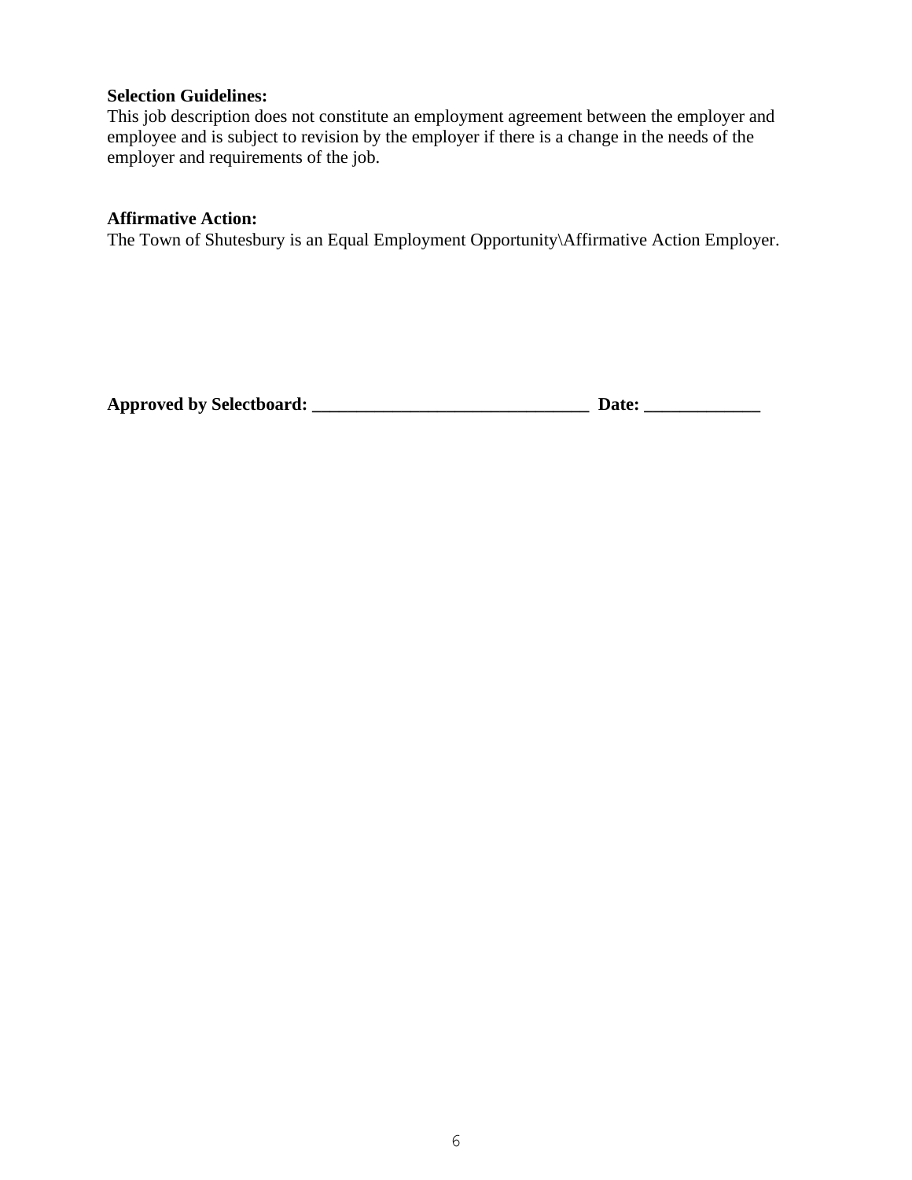**Selection Guidelines:**
This job description does not constitute an employment agreement between the employer and employee and is subject to revision by the employer if there is a change in the needs of the employer and requirements of the job.

**Affirmative Action:**
The Town of Shutesbury is an Equal Employment Opportunity\Affirmative Action Employer.

**Approved by Selectboard: ________________________________ Date: _____________**